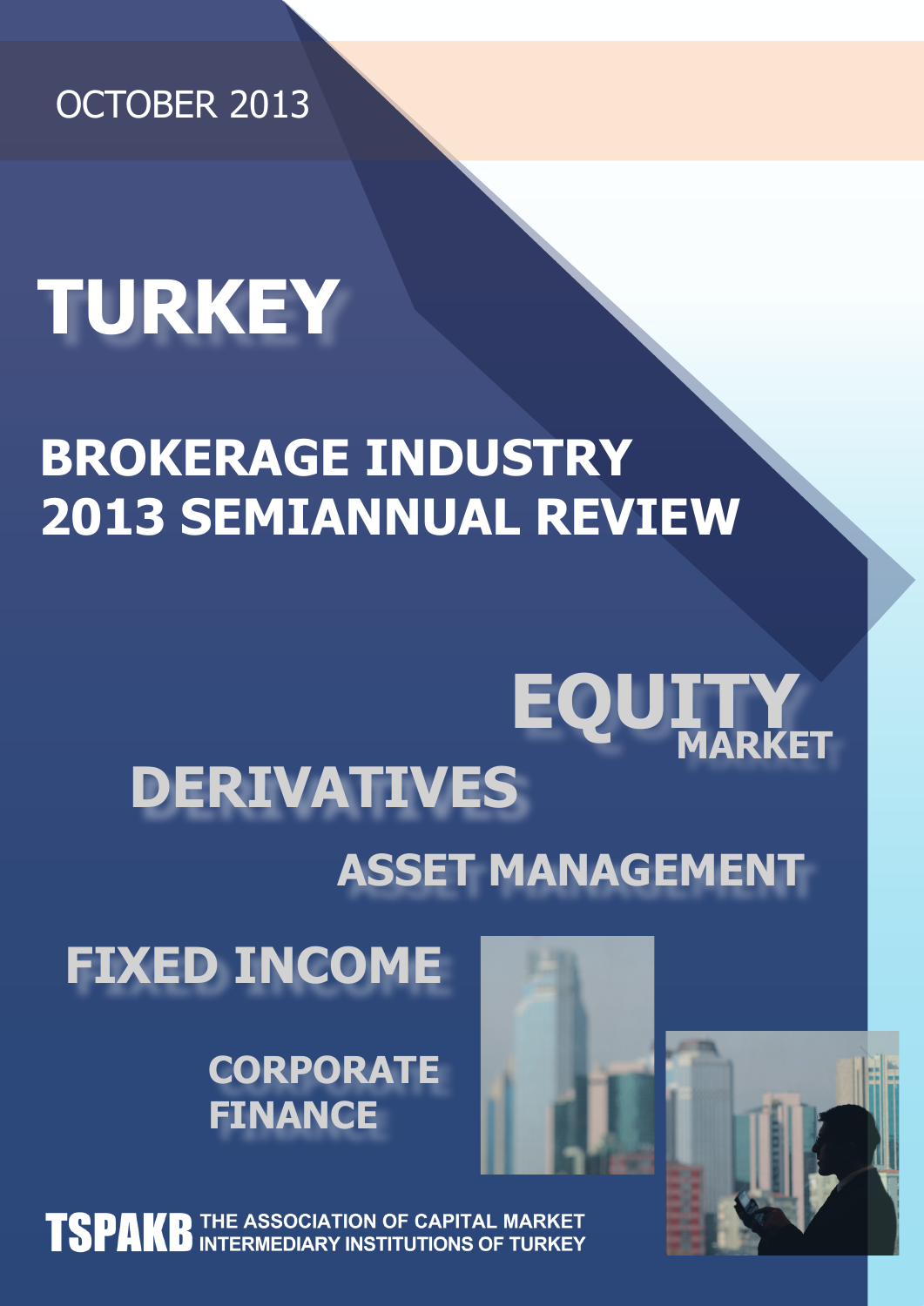OCTOBER 2013

# TURKEY

## BROKERAGE INDUSTRY 2013 SEMIANNUAL REVIEW

EQUITY MARKET

DERIVATIVES

ASSET MANAGEMENT

FIXED INCOME

CORPORATE FINANCE

**TSPAKB** THE ASSOCIATION OF CAPITAL MARKET INTERMEDIARY INSTITUTIONS OF TURKEY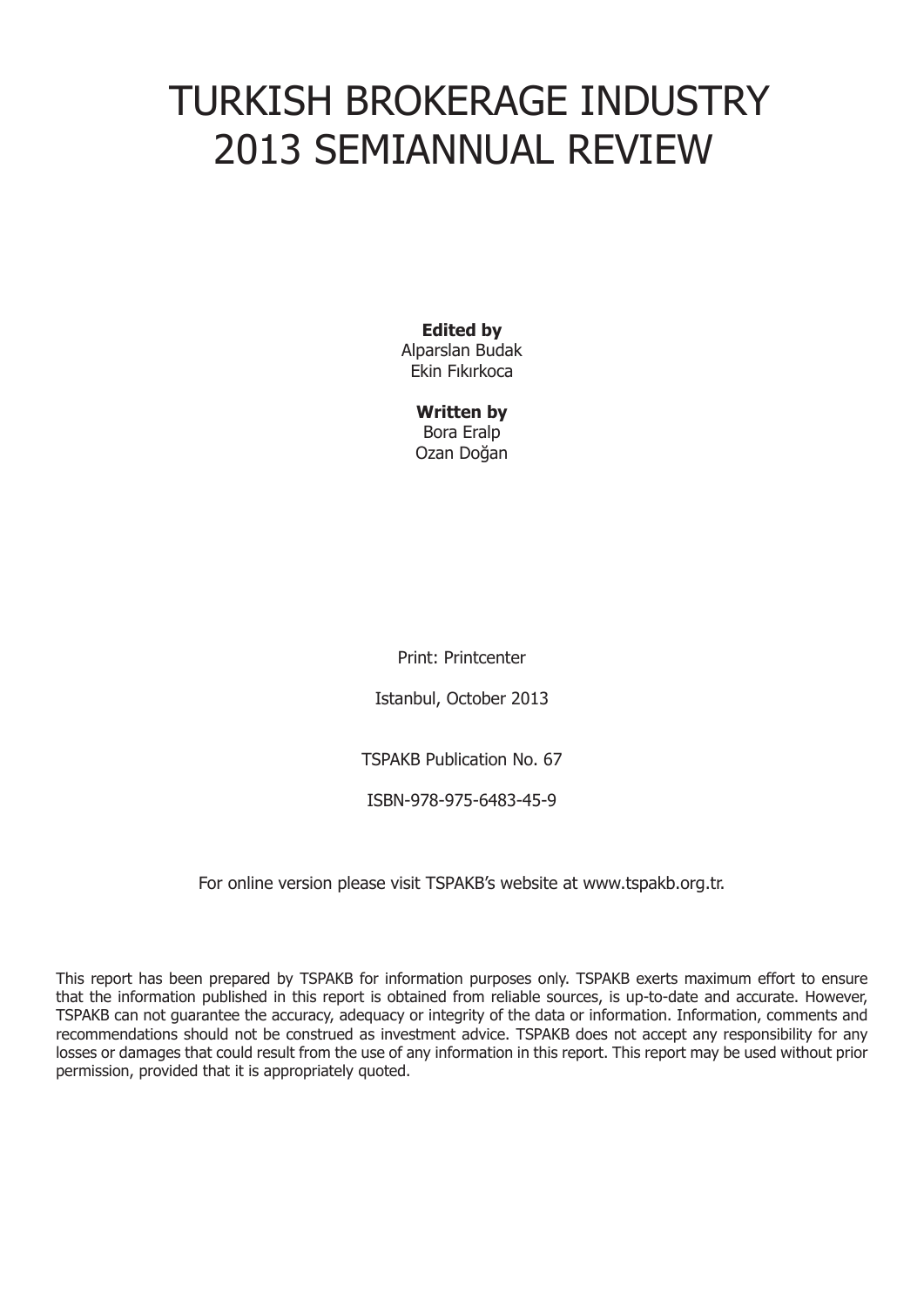# TURKISH BROKERAGE INDUSTRY 2013 SEMIANNUAL REVIEW

**Edited by**
Alparslan Budak
Ekin Fıkırkoca

**Written by**
Bora Eralp
Ozan Doğan

Print: Printcenter

Istanbul, October 2013

TSPAKB Publication No. 67

ISBN-978-975-6483-45-9

For online version please visit TSPAKB's website at www.tspakb.org.tr.

This report has been prepared by TSPAKB for information purposes only. TSPAKB exerts maximum effort to ensure that the information published in this report is obtained from reliable sources, is up-to-date and accurate. However, TSPAKB can not guarantee the accuracy, adequacy or integrity of the data or information. Information, comments and recommendations should not be construed as investment advice. TSPAKB does not accept any responsibility for any losses or damages that could result from the use of any information in this report. This report may be used without prior permission, provided that it is appropriately quoted.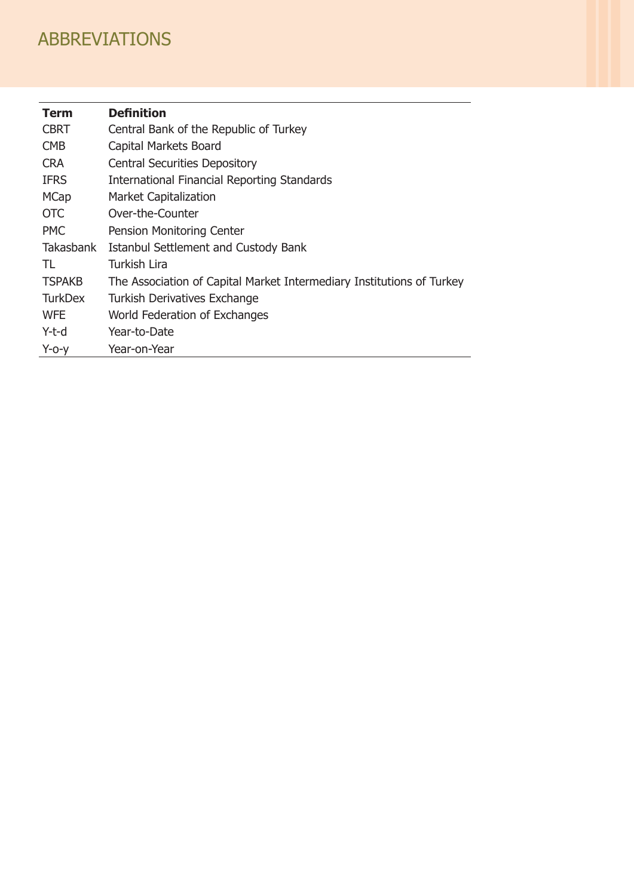# ABBREVIATIONS

| **Term** | **Definition** |
|---|---|
| CBRT | Central Bank of the Republic of Turkey |
| CMB | Capital Markets Board |
| CRA | Central Securities Depository |
| IFRS | International Financial Reporting Standards |
| MCap | Market Capitalization |
| OTC | Over-the-Counter |
| PMC | Pension Monitoring Center |
| Takasbank | Istanbul Settlement and Custody Bank |
| TL | Turkish Lira |
| TSPAKB | The Association of Capital Market Intermediary Institutions of Turkey |
| TurkDex | Turkish Derivatives Exchange |
| WFE | World Federation of Exchanges |
| Y-t-d | Year-to-Date |
| Y-o-y | Year-on-Year |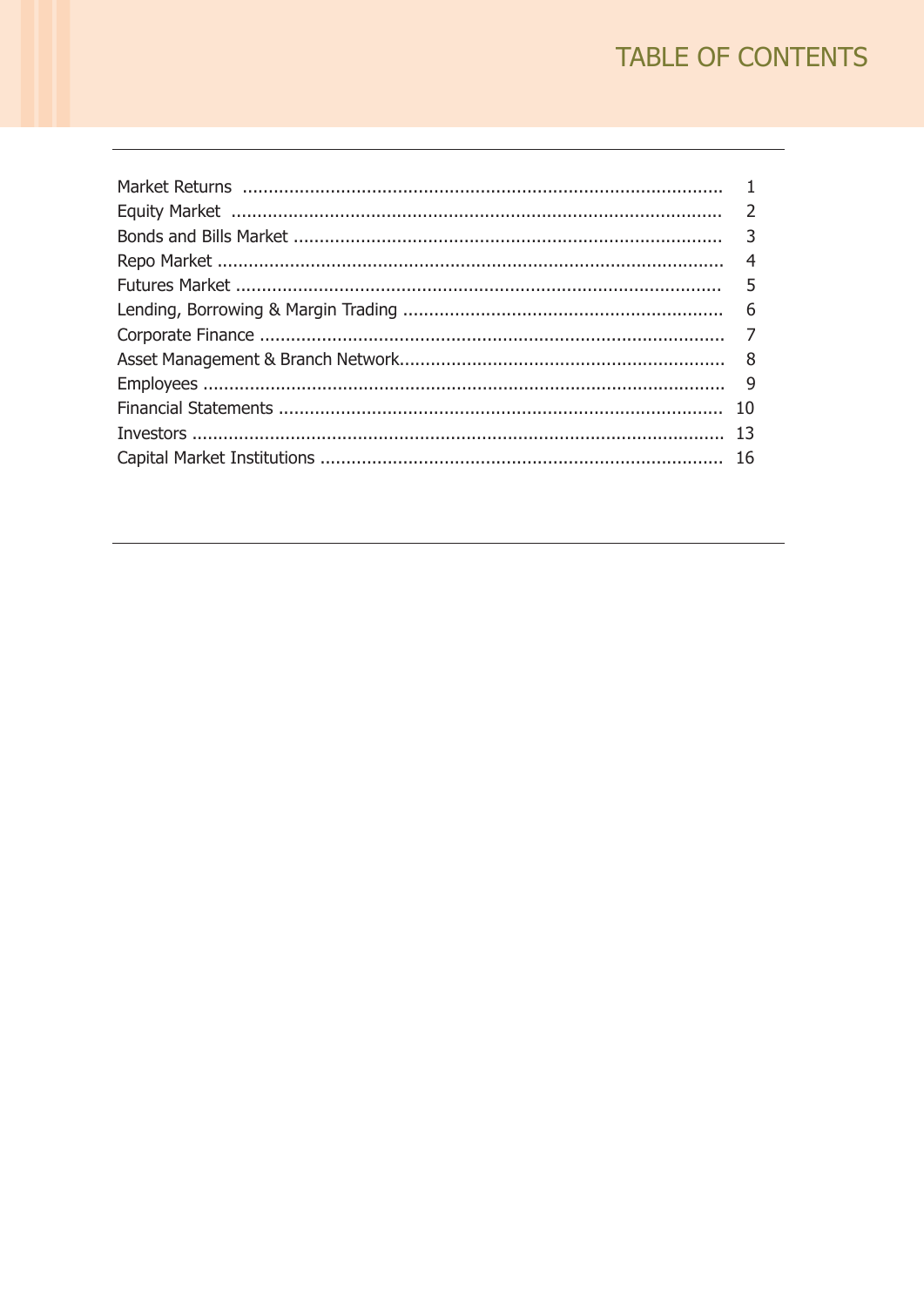# TABLE OF CONTENTS

| | |
|---|---|
| Market Returns | 1 |
| Equity Market | 2 |
| Bonds and Bills Market | 3 |
| Repo Market | 4 |
| Futures Market | 5 |
| Lending, Borrowing & Margin Trading | 6 |
| Corporate Finance | 7 |
| Asset Management & Branch Network | 8 |
| Employees | 9 |
| Financial Statements | 10 |
| Investors | 13 |
| Capital Market Institutions | 16 |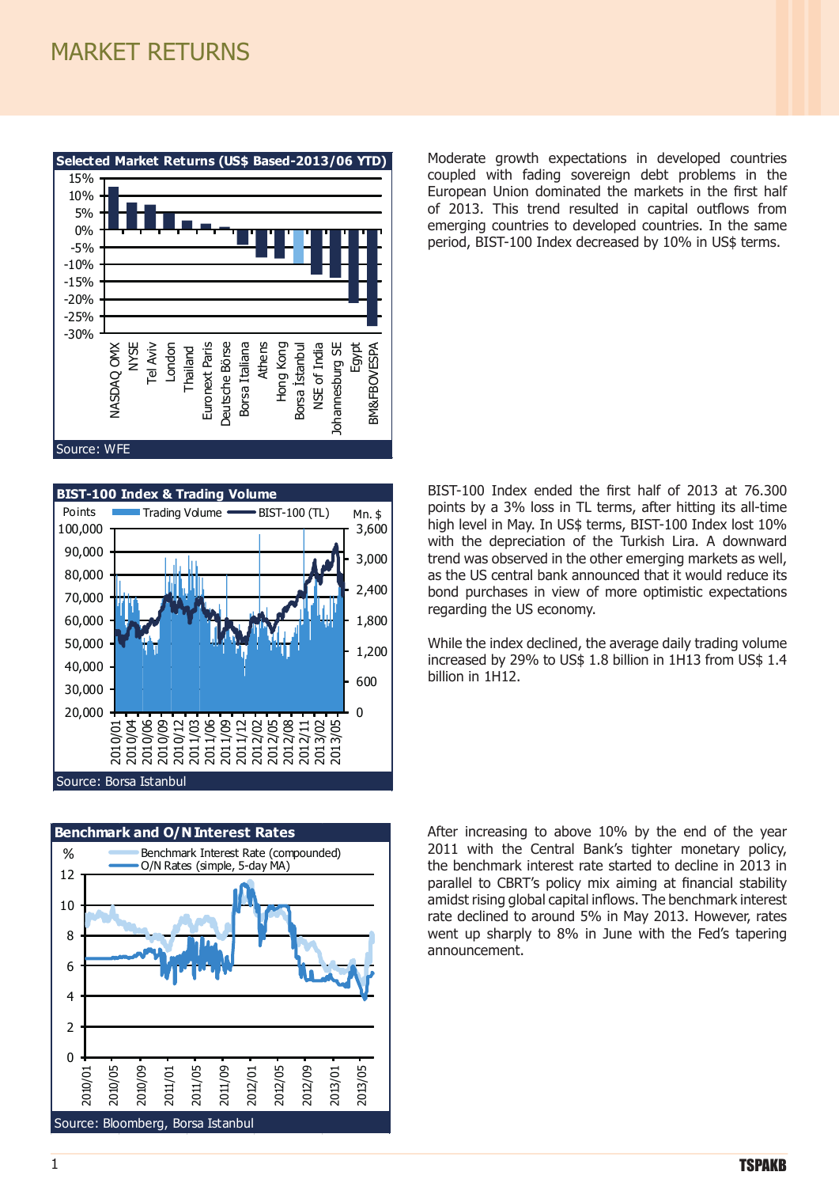# MARKET RETURNS

**Selected Market Returns (US$ Based-2013/06 YTD)**

Source: WFE

Moderate growth expectations in developed countries coupled with fading sovereign debt problems in the European Union dominated the markets in the first half of 2013. This trend resulted in capital outflows from emerging countries to developed countries. In the same period, BIST-100 Index decreased by 10% in US$ terms.

**BIST-100 Index & Trading Volume**

Source: Borsa Istanbul

BIST-100 Index ended the first half of 2013 at 76.300 points by a 3% loss in TL terms, after hitting its all-time high level in May. In US$ terms, BIST-100 Index lost 10% with the depreciation of the Turkish Lira. A downward trend was observed in the other emerging markets as well, as the US central bank announced that it would reduce its bond purchases in view of more optimistic expectations regarding the US economy.

While the index declined, the average daily trading volume increased by 29% to US$ 1.8 billion in 1H13 from US$ 1.4 billion in 1H12.

**Benchmark and O/N Interest Rates**

Source: Bloomberg, Borsa Istanbul

After increasing to above 10% by the end of the year 2011 with the Central Bank's tighter monetary policy, the benchmark interest rate started to decline in 2013 in parallel to CBRT's policy mix aiming at financial stability amidst rising global capital inflows. The benchmark interest rate declined to around 5% in May 2013. However, rates went up sharply to 8% in June with the Fed's tapering announcement.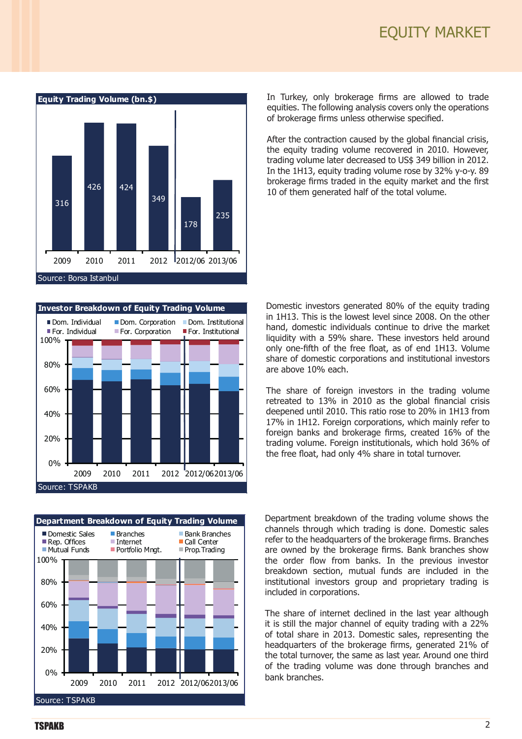# EQUITY MARKET

**Equity Trading Volume (bn.$)**

| 2009 | 2010 | 2011 | 2012 | 2012/06 | 2013/06 |
|---|---|---|---|---|---|
| 316 | 426 | 424 | 349 | 178 | 235 |

Source: Borsa Istanbul

In Turkey, only brokerage firms are allowed to trade equities. The following analysis covers only the operations of brokerage firms unless otherwise specified.

After the contraction caused by the global financial crisis, the equity trading volume recovered in 2010. However, trading volume later decreased to US$ 349 billion in 2012. In the 1H13, equity trading volume rose by 32% y-o-y. 89 brokerage firms traded in the equity market and the first 10 of them generated half of the total volume.

**Investor Breakdown of Equity Trading Volume**

Dom. Individual, Dom. Corporation, Dom. Institutional, For. Individual, For. Corporation, For. Institutional

Years: 2009, 2010, 2011, 2012, 2012/06, 2013/06

Source: TSPAKB

Domestic investors generated 80% of the equity trading in 1H13. This is the lowest level since 2008. On the other hand, domestic individuals continue to drive the market liquidity with a 59% share. These investors held around only one-fifth of the free float, as of end 1H13. Volume share of domestic corporations and institutional investors are above 10% each.

The share of foreign investors in the trading volume retreated to 13% in 2010 as the global financial crisis deepened until 2010. This ratio rose to 20% in 1H13 from 17% in 1H12. Foreign corporations, which mainly refer to foreign banks and brokerage firms, created 16% of the trading volume. Foreign institutionals, which hold 36% of the free float, had only 4% share in total turnover.

**Department Breakdown of Equity Trading Volume**

Domestic Sales, Branches, Bank Branches, Rep. Offices, Internet, Call Center, Mutual Funds, Portfolio Mngt., Prop.Trading

Years: 2009, 2010, 2011, 2012, 2012/06, 2013/06

Source: TSPAKB

Department breakdown of the trading volume shows the channels through which trading is done. Domestic sales refer to the headquarters of the brokerage firms. Branches are owned by the brokerage firms. Bank branches show the order flow from banks. In the previous investor breakdown section, mutual funds are included in the institutional investors group and proprietary trading is included in corporations.

The share of internet declined in the last year although it is still the major channel of equity trading with a 22% of total share in 2013. Domestic sales, representing the headquarters of the brokerage firms, generated 21% of the total turnover, the same as last year. Around one third of the trading volume was done through branches and bank branches.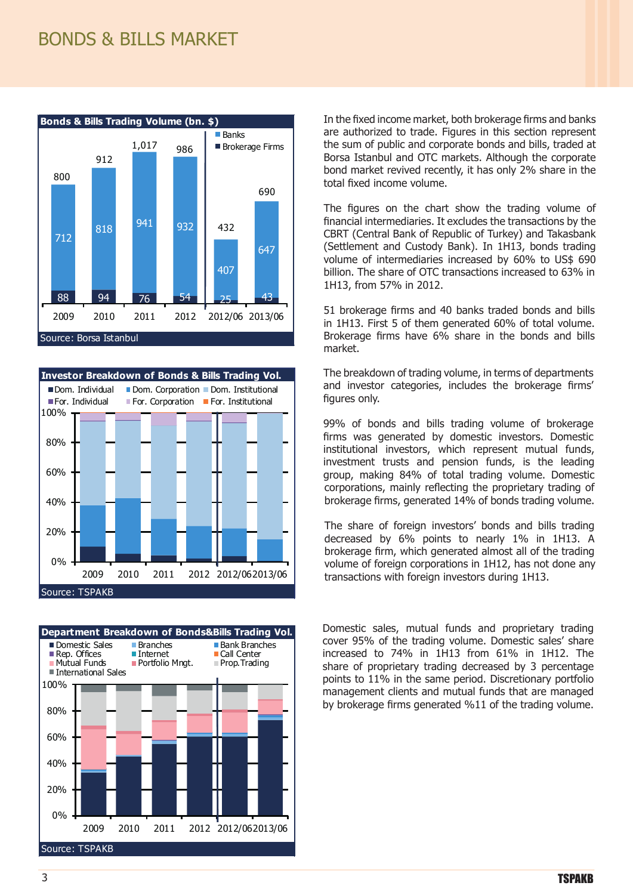# BONDS & BILLS MARKET

**Bonds & Bills Trading Volume (bn. $)**

| | 2009 | 2010 | 2011 | 2012 | 2012/06 | 2013/06 |
|---|---|---|---|---|---|---|
| Banks | 712 | 818 | 941 | 932 | 407 | 647 |
| Brokerage Firms | 88 | 94 | 76 | 54 | 25 | 43 |
| Total | 800 | 912 | 1,017 | 986 | 432 | 690 |

Source: Borsa Istanbul

**Investor Breakdown of Bonds & Bills Trading Vol.**

Dom. Individual, Dom. Corporation, Dom. Institutional, For. Individual, For. Corporation, For. Institutional

Source: TSPAKB

**Department Breakdown of Bonds&Bills Trading Vol.**

Domestic Sales, Branches, Bank Branches, Rep. Offices, Internet, Call Center, Mutual Funds, Portfolio Mngt., Prop.Trading, International Sales

Source: TSPAKB

In the fixed income market, both brokerage firms and banks are authorized to trade. Figures in this section represent the sum of public and corporate bonds and bills, traded at Borsa Istanbul and OTC markets. Although the corporate bond market revived recently, it has only 2% share in the total fixed income volume.

The figures on the chart show the trading volume of financial intermediaries. It excludes the transactions by the CBRT (Central Bank of Republic of Turkey) and Takasbank (Settlement and Custody Bank). In 1H13, bonds trading volume of intermediaries increased by 60% to US$ 690 billion. The share of OTC transactions increased to 63% in 1H13, from 57% in 2012.

51 brokerage firms and 40 banks traded bonds and bills in 1H13. First 5 of them generated 60% of total volume. Brokerage firms have 6% share in the bonds and bills market.

The breakdown of trading volume, in terms of departments and investor categories, includes the brokerage firms' figures only.

99% of bonds and bills trading volume of brokerage firms was generated by domestic investors. Domestic institutional investors, which represent mutual funds, investment trusts and pension funds, is the leading group, making 84% of total trading volume. Domestic corporations, mainly reflecting the proprietary trading of brokerage firms, generated 14% of bonds trading volume.

The share of foreign investors' bonds and bills trading decreased by 6% points to nearly 1% in 1H13. A brokerage firm, which generated almost all of the trading volume of foreign corporations in 1H12, has not done any transactions with foreign investors during 1H13.

Domestic sales, mutual funds and proprietary trading cover 95% of the trading volume. Domestic sales' share increased to 74% in 1H13 from 61% in 1H12. The share of proprietary trading decreased by 3 percentage points to 11% in the same period. Discretionary portfolio management clients and mutual funds that are managed by brokerage firms generated %11 of the trading volume.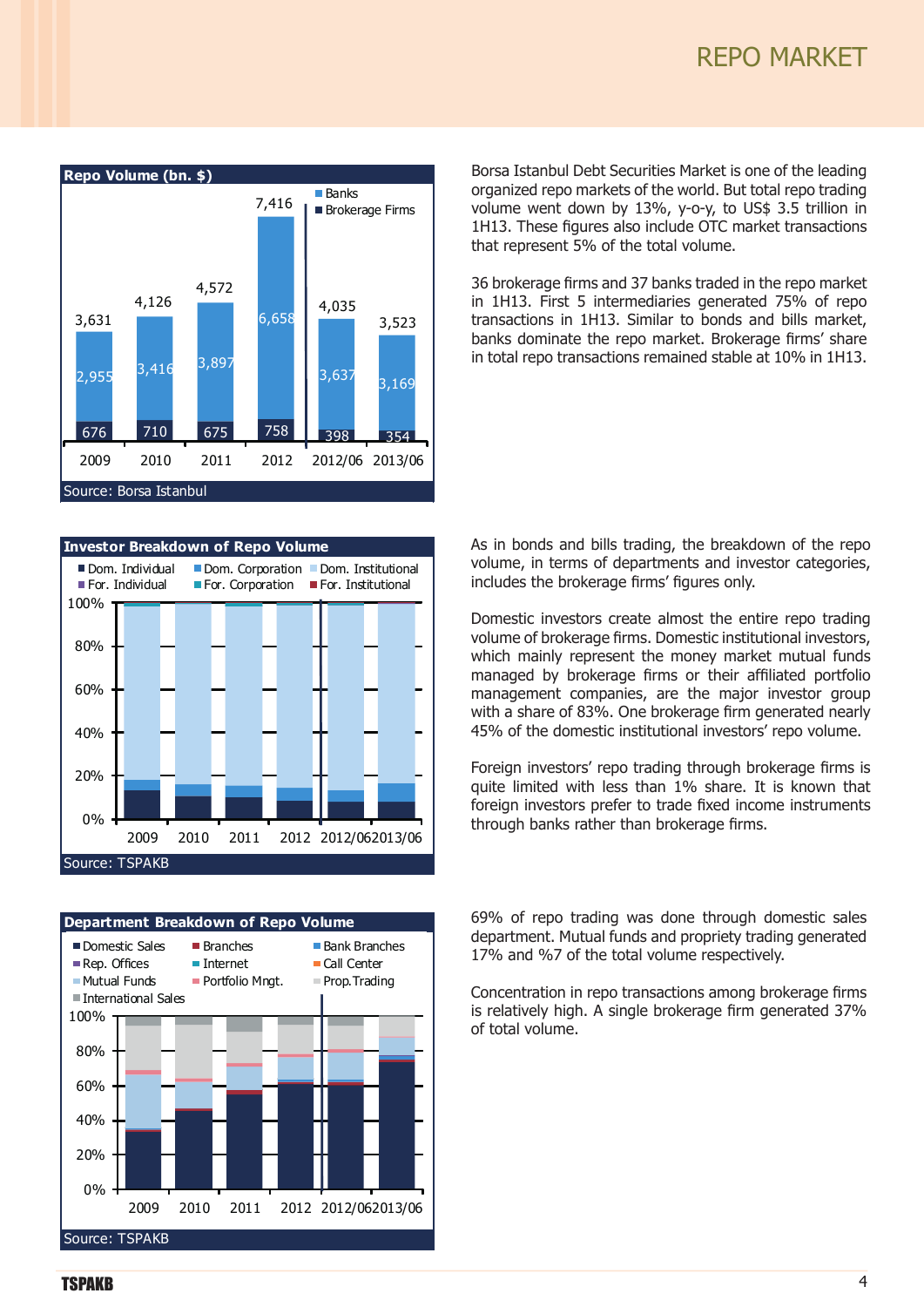# REPO MARKET

**Repo Volume (bn. $)**

| | 2009 | 2010 | 2011 | 2012 | 2012/06 | 2013/06 |
|---|---|---|---|---|---|---|
| Banks | 2,955 | 3,416 | 3,897 | 6,658 | 3,637 | 3,169 |
| Brokerage Firms | 676 | 710 | 675 | 758 | 398 | 354 |
| Total | 3,631 | 4,126 | 4,572 | 7,416 | 4,035 | 3,523 |

Source: Borsa Istanbul

Borsa Istanbul Debt Securities Market is one of the leading organized repo markets of the world. But total repo trading volume went down by 13%, y-o-y, to US$ 3.5 trillion in 1H13. These figures also include OTC market transactions that represent 5% of the total volume.

36 brokerage firms and 37 banks traded in the repo market in 1H13. First 5 intermediaries generated 75% of repo transactions in 1H13. Similar to bonds and bills market, banks dominate the repo market. Brokerage firms' share in total repo transactions remained stable at 10% in 1H13.

**Investor Breakdown of Repo Volume**

Legend: Dom. Individual, Dom. Corporation, Dom. Institutional, For. Individual, For. Corporation, For. Institutional

Years: 2009, 2010, 2011, 2012, 2012/06, 2013/06

Source: TSPAKB

As in bonds and bills trading, the breakdown of the repo volume, in terms of departments and investor categories, includes the brokerage firms' figures only.

Domestic investors create almost the entire repo trading volume of brokerage firms. Domestic institutional investors, which mainly represent the money market mutual funds managed by brokerage firms or their affiliated portfolio management companies, are the major investor group with a share of 83%. One brokerage firm generated nearly 45% of the domestic institutional investors' repo volume.

Foreign investors' repo trading through brokerage firms is quite limited with less than 1% share. It is known that foreign investors prefer to trade fixed income instruments through banks rather than brokerage firms.

**Department Breakdown of Repo Volume**

Legend: Domestic Sales, Branches, Bank Branches, Rep. Offices, Internet, Call Center, Mutual Funds, Portfolio Mngt., Prop.Trading, International Sales

Years: 2009, 2010, 2011, 2012, 2012/06, 2013/06

Source: TSPAKB

69% of repo trading was done through domestic sales department. Mutual funds and propriety trading generated 17% and %7 of the total volume respectively.

Concentration in repo transactions among brokerage firms is relatively high. A single brokerage firm generated 37% of total volume.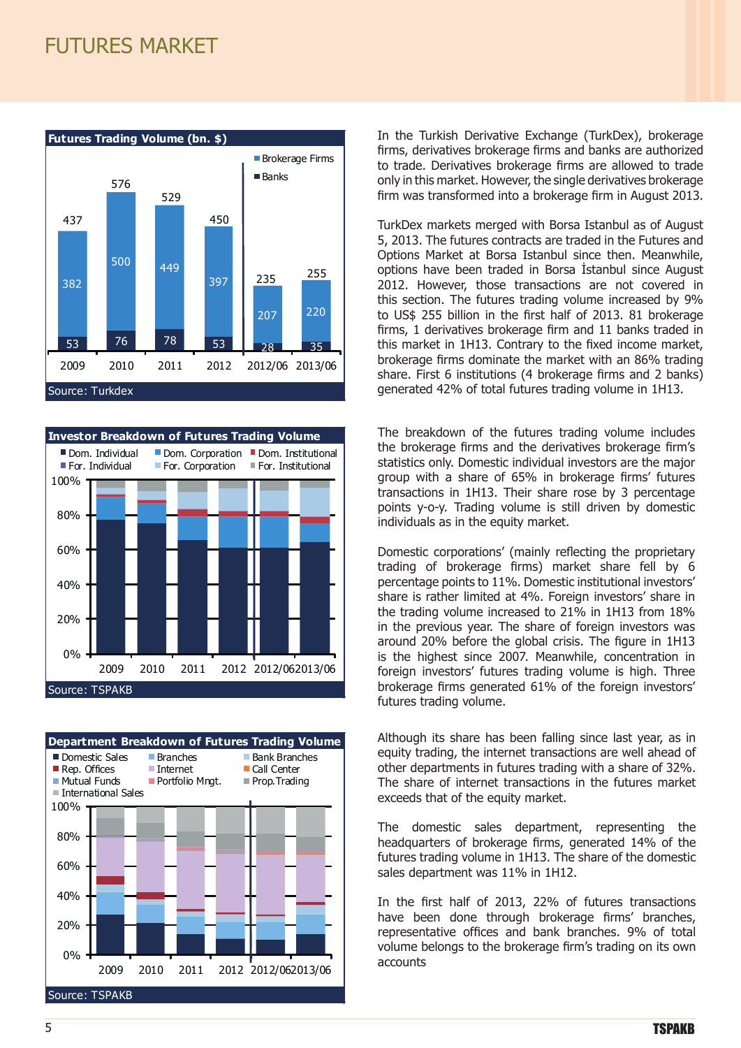# FUTURES MARKET

**Futures Trading Volume (bn. $)**

| | 2009 | 2010 | 2011 | 2012 | 2012/06 | 2013/06 |
|---|---|---|---|---|---|---|
| Brokerage Firms | 382 | 500 | 449 | 397 | 207 | 220 |
| Banks | 53 | 76 | 78 | 53 | 28 | 35 |
| Total | 437 | 576 | 529 | 450 | 235 | 255 |

Source: Turkdex

**Investor Breakdown of Futures Trading Volume**

Dom. Individual, Dom. Corporation, Dom. Institutional, For. Individual, For. Corporation, For. Institutional

Source: TSPAKB

**Department Breakdown of Futures Trading Volume**

Domestic Sales, Branches, Bank Branches, Rep. Offices, Internet, Call Center, Mutual Funds, Portfolio Mngt., Prop.Trading, International Sales

Source: TSPAKB

In the Turkish Derivative Exchange (TurkDex), brokerage firms, derivatives brokerage firms and banks are authorized to trade. Derivatives brokerage firms are allowed to trade only in this market. However, the single derivatives brokerage firm was transformed into a brokerage firm in August 2013.

TurkDex markets merged with Borsa Istanbul as of August 5, 2013. The futures contracts are traded in the Futures and Options Market at Borsa Istanbul since then. Meanwhile, options have been traded in Borsa İstanbul since August 2012. However, those transactions are not covered in this section. The futures trading volume increased by 9% to US$ 255 billion in the first half of 2013. 81 brokerage firms, 1 derivatives brokerage firm and 11 banks traded in this market in 1H13. Contrary to the fixed income market, brokerage firms dominate the market with an 86% trading share. First 6 institutions (4 brokerage firms and 2 banks) generated 42% of total futures trading volume in 1H13.

The breakdown of the futures trading volume includes the brokerage firms and the derivatives brokerage firm's statistics only. Domestic individual investors are the major group with a share of 65% in brokerage firms' futures transactions in 1H13. Their share rose by 3 percentage points y-o-y. Trading volume is still driven by domestic individuals as in the equity market.

Domestic corporations' (mainly reflecting the proprietary trading of brokerage firms) market share fell by 6 percentage points to 11%. Domestic institutional investors' share is rather limited at 4%. Foreign investors' share in the trading volume increased to 21% in 1H13 from 18% in the previous year. The share of foreign investors was around 20% before the global crisis. The figure in 1H13 is the highest since 2007. Meanwhile, concentration in foreign investors' futures trading volume is high. Three brokerage firms generated 61% of the foreign investors' futures trading volume.

Although its share has been falling since last year, as in equity trading, the internet transactions are well ahead of other departments in futures trading with a share of 32%. The share of internet transactions in the futures market exceeds that of the equity market.

The domestic sales department, representing the headquarters of brokerage firms, generated 14% of the futures trading volume in 1H13. The share of the domestic sales department was 11% in 1H12.

In the first half of 2013, 22% of futures transactions have been done through brokerage firms' branches, representative offices and bank branches. 9% of total volume belongs to the brokerage firm's trading on its own accounts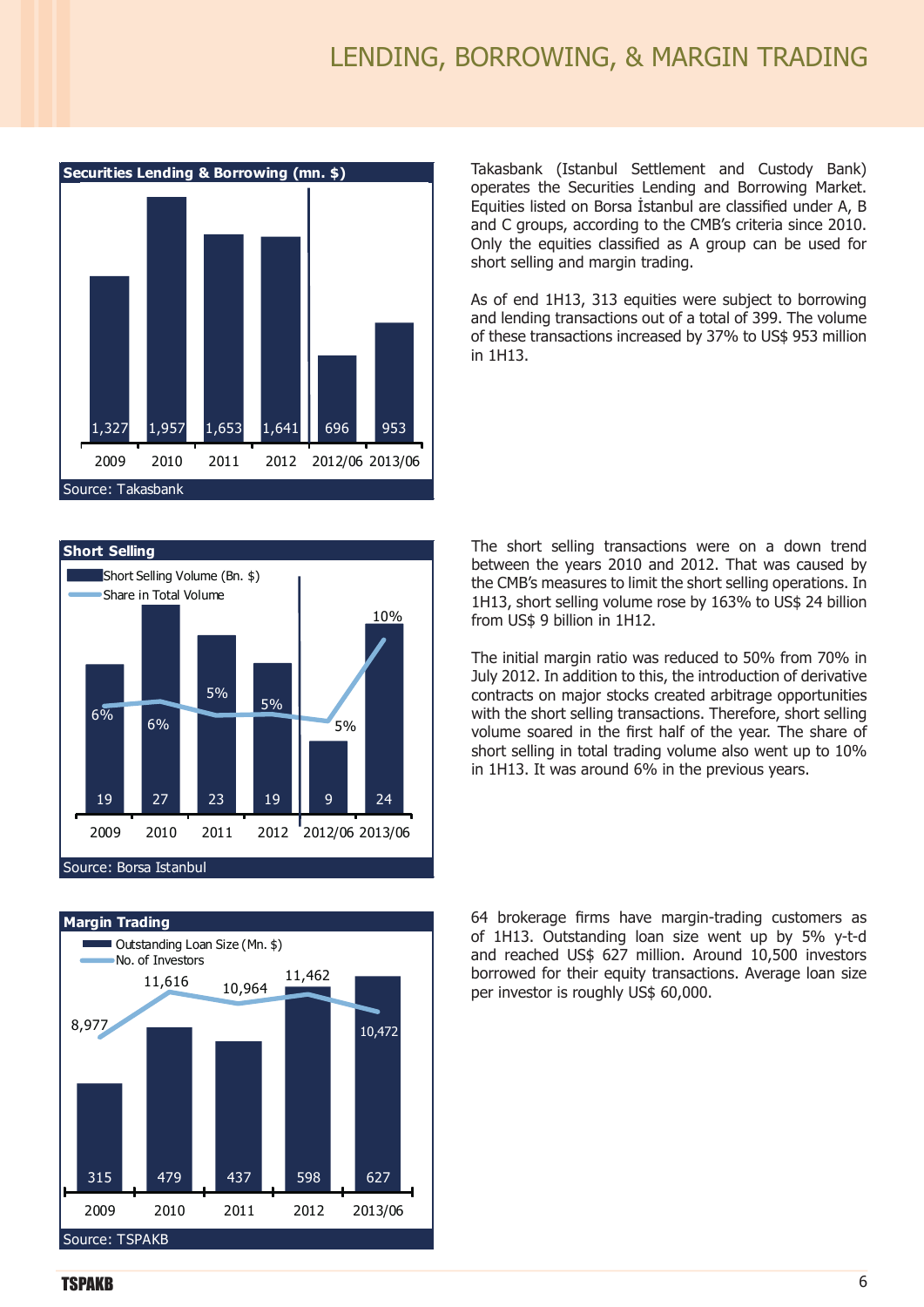# LENDING, BORROWING, & MARGIN TRADING

**Securities Lending & Borrowing (mn. $)**

| | 2009 | 2010 | 2011 | 2012 | 2012/06 | 2013/06 |
|---|---|---|---|---|---|---|
| Volume | 1,327 | 1,957 | 1,653 | 1,641 | 696 | 953 |

Source: Takasbank

Takasbank (Istanbul Settlement and Custody Bank) operates the Securities Lending and Borrowing Market. Equities listed on Borsa İstanbul are classified under A, B and C groups, according to the CMB's criteria since 2010. Only the equities classified as A group can be used for short selling and margin trading.

As of end 1H13, 313 equities were subject to borrowing and lending transactions out of a total of 399. The volume of these transactions increased by 37% to US$ 953 million in 1H13.

**Short Selling**

| | 2009 | 2010 | 2011 | 2012 | 2012/06 | 2013/06 |
|---|---|---|---|---|---|---|
| Short Selling Volume (Bn. $) | 19 | 27 | 23 | 19 | 9 | 24 |
| Share in Total Volume | 6% | 6% | 5% | 5% | 5% | 10% |

Source: Borsa Istanbul

The short selling transactions were on a down trend between the years 2010 and 2012. That was caused by the CMB's measures to limit the short selling operations. In 1H13, short selling volume rose by 163% to US$ 24 billion from US$ 9 billion in 1H12.

The initial margin ratio was reduced to 50% from 70% in July 2012. In addition to this, the introduction of derivative contracts on major stocks created arbitrage opportunities with the short selling transactions. Therefore, short selling volume soared in the first half of the year. The share of short selling in total trading volume also went up to 10% in 1H13. It was around 6% in the previous years.

**Margin Trading**

| | 2009 | 2010 | 2011 | 2012 | 2013/06 |
|---|---|---|---|---|---|
| Outstanding Loan Size (Mn. $) | 315 | 479 | 437 | 598 | 627 |
| No. of Investors | 8,977 | 11,616 | 10,964 | 11,462 | 10,472 |

Source: TSPAKB

64 brokerage firms have margin-trading customers as of 1H13. Outstanding loan size went up by 5% y-t-d and reached US$ 627 million. Around 10,500 investors borrowed for their equity transactions. Average loan size per investor is roughly US$ 60,000.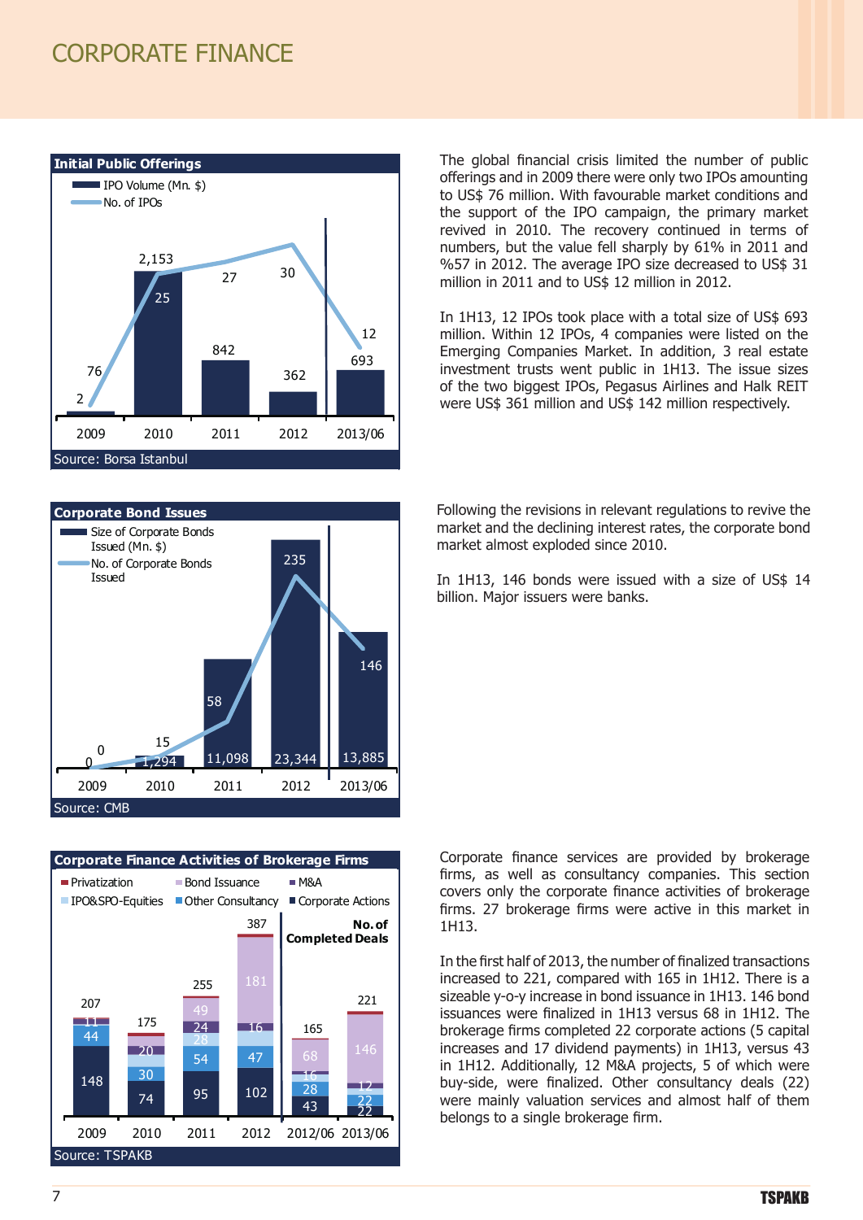# CORPORATE FINANCE

**Initial Public Offerings**

| | 2009 | 2010 | 2011 | 2012 | 2013/06 |
|---|---|---|---|---|---|
| IPO Volume (Mn. $) | 76 | 2,153 | 842 | 362 | 693 |
| No. of IPOs | 2 | 25 | 27 | 30 | 12 |

Source: Borsa Istanbul

The global financial crisis limited the number of public offerings and in 2009 there were only two IPOs amounting to US$ 76 million. With favourable market conditions and the support of the IPO campaign, the primary market revived in 2010. The recovery continued in terms of numbers, but the value fell sharply by 61% in 2011 and %57 in 2012. The average IPO size decreased to US$ 31 million in 2011 and to US$ 12 million in 2012.

In 1H13, 12 IPOs took place with a total size of US$ 693 million. Within 12 IPOs, 4 companies were listed on the Emerging Companies Market. In addition, 3 real estate investment trusts went public in 1H13. The issue sizes of the two biggest IPOs, Pegasus Airlines and Halk REIT were US$ 361 million and US$ 142 million respectively.

**Corporate Bond Issues**

| | 2009 | 2010 | 2011 | 2012 | 2013/06 |
|---|---|---|---|---|---|
| Size of Corporate Bonds Issued (Mn. $) | 0 | 1,294 | 11,098 | 23,344 | 13,885 |
| No. of Corporate Bonds Issued | 0 | 15 | 58 | 235 | 146 |

Source: CMB

Following the revisions in relevant regulations to revive the market and the declining interest rates, the corporate bond market almost exploded since 2010.

In 1H13, 146 bonds were issued with a size of US$ 14 billion. Major issuers were banks.

**Corporate Finance Activities of Brokerage Firms**

No. of Completed Deals

| | 2009 | 2010 | 2011 | 2012 | 2012/06 | 2013/06 |
|---|---|---|---|---|---|---|
| Corporate Actions | 148 | 74 | 95 | 102 | 43 | 22 |
| Other Consultancy | 44 | 30 | 54 | 47 | 28 | 22 |
| IPO&SPO-Equities | | | 28 | | 16 | |
| M&A | 11 | 20 | 24 | 16 | | 12 |
| Bond Issuance | | | 49 | 181 | 68 | 146 |
| Privatization | | | | | | |
| Total | 207 | 175 | 255 | 387 | 165 | 221 |

Source: TSPAKB

Corporate finance services are provided by brokerage firms, as well as consultancy companies. This section covers only the corporate finance activities of brokerage firms. 27 brokerage firms were active in this market in 1H13.

In the first half of 2013, the number of finalized transactions increased to 221, compared with 165 in 1H12. There is a sizeable y-o-y increase in bond issuance in 1H13. 146 bond issuances were finalized in 1H13 versus 68 in 1H12. The brokerage firms completed 22 corporate actions (5 capital increases and 17 dividend payments) in 1H13, versus 43 in 1H12. Additionally, 12 M&A projects, 5 of which were buy-side, were finalized. Other consultancy deals (22) were mainly valuation services and almost half of them belongs to a single brokerage firm.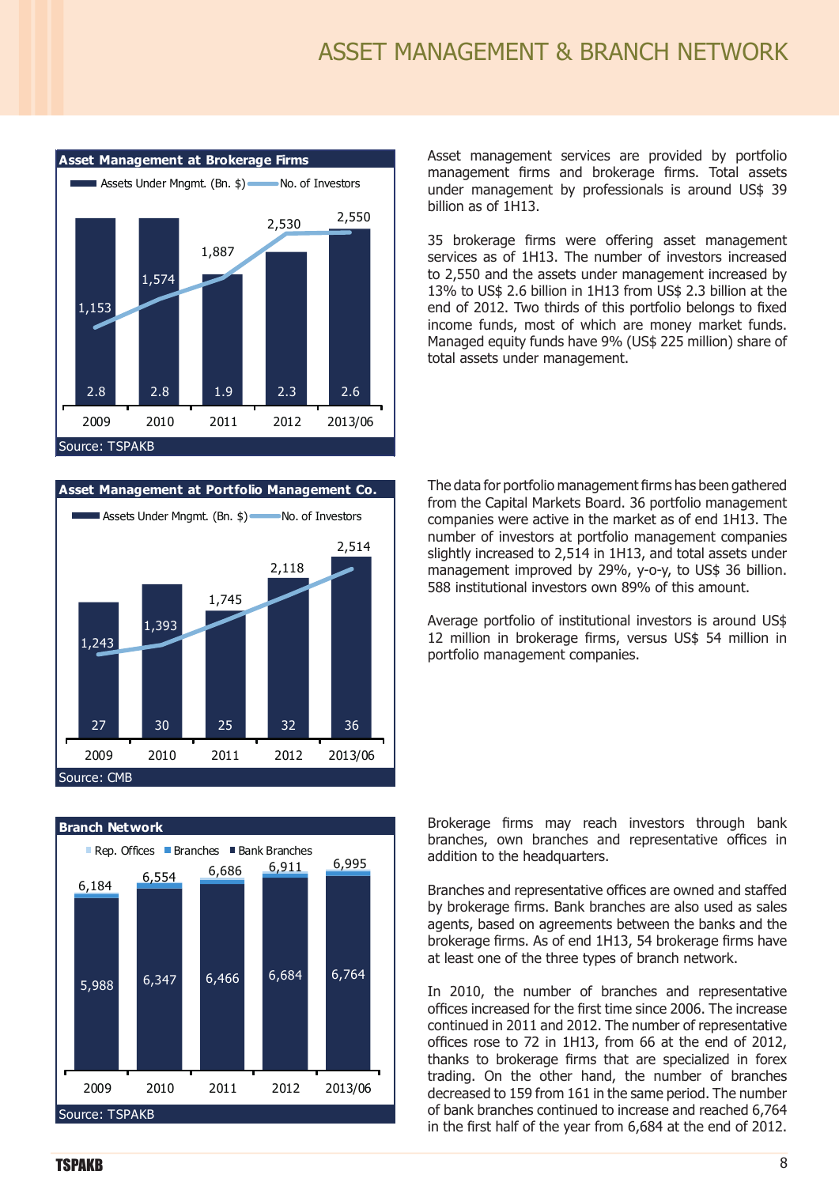# ASSET MANAGEMENT & BRANCH NETWORK

**Asset Management at Brokerage Firms**

| | 2009 | 2010 | 2011 | 2012 | 2013/06 |
|---|---|---|---|---|---|
| Assets Under Mngmt. (Bn. $) | 2.8 | 2.8 | 1.9 | 2.3 | 2.6 |
| No. of Investors | 1,153 | 1,574 | 1,887 | 2,530 | 2,550 |

Source: TSPAKB

Asset management services are provided by portfolio management firms and brokerage firms. Total assets under management by professionals is around US$ 39 billion as of 1H13.

35 brokerage firms were offering asset management services as of 1H13. The number of investors increased to 2,550 and the assets under management increased by 13% to US$ 2.6 billion in 1H13 from US$ 2.3 billion at the end of 2012. Two thirds of this portfolio belongs to fixed income funds, most of which are money market funds. Managed equity funds have 9% (US$ 225 million) share of total assets under management.

**Asset Management at Portfolio Management Co.**

| | 2009 | 2010 | 2011 | 2012 | 2013/06 |
|---|---|---|---|---|---|
| Assets Under Mngmt. (Bn. $) | 27 | 30 | 25 | 32 | 36 |
| No. of Investors | 1,243 | 1,393 | 1,745 | 2,118 | 2,514 |

Source: CMB

The data for portfolio management firms has been gathered from the Capital Markets Board. 36 portfolio management companies were active in the market as of end 1H13. The number of investors at portfolio management companies slightly increased to 2,514 in 1H13, and total assets under management improved by 29%, y-o-y, to US$ 36 billion. 588 institutional investors own 89% of this amount.

Average portfolio of institutional investors is around US$ 12 million in brokerage firms, versus US$ 54 million in portfolio management companies.

**Branch Network**

| | 2009 | 2010 | 2011 | 2012 | 2013/06 |
|---|---|---|---|---|---|
| Total (Rep. Offices, Branches, Bank Branches) | 6,184 | 6,554 | 6,686 | 6,911 | 6,995 |
| Bank Branches | 5,988 | 6,347 | 6,466 | 6,684 | 6,764 |

Source: TSPAKB

Brokerage firms may reach investors through bank branches, own branches and representative offices in addition to the headquarters.

Branches and representative offices are owned and staffed by brokerage firms. Bank branches are also used as sales agents, based on agreements between the banks and the brokerage firms. As of end 1H13, 54 brokerage firms have at least one of the three types of branch network.

In 2010, the number of branches and representative offices increased for the first time since 2006. The increase continued in 2011 and 2012. The number of representative offices rose to 72 in 1H13, from 66 at the end of 2012, thanks to brokerage firms that are specialized in forex trading. On the other hand, the number of branches decreased to 159 from 161 in the same period. The number of bank branches continued to increase and reached 6,764 in the first half of the year from 6,684 at the end of 2012.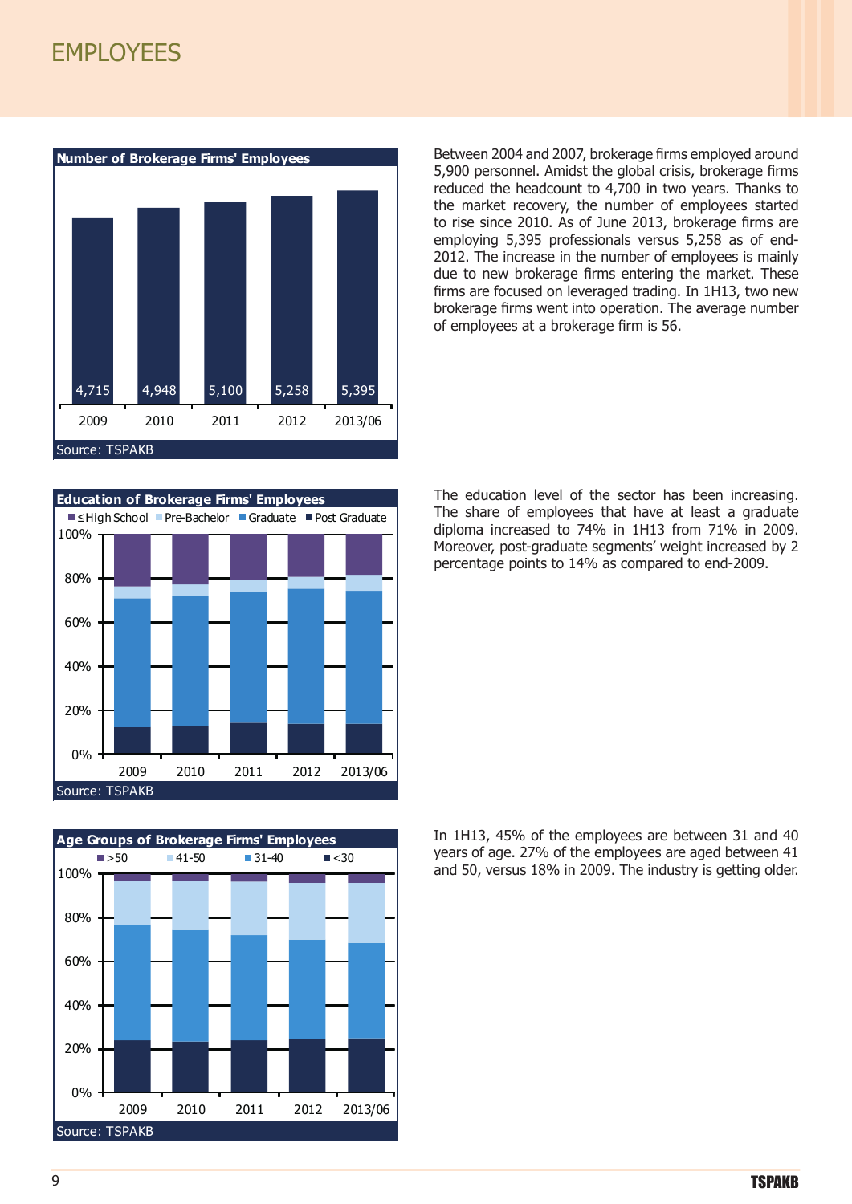# EMPLOYEES

**Number of Brokerage Firms' Employees**

| 2009 | 2010 | 2011 | 2012 | 2013/06 |
|---|---|---|---|---|
| 4,715 | 4,948 | 5,100 | 5,258 | 5,395 |

Source: TSPAKB

Between 2004 and 2007, brokerage firms employed around 5,900 personnel. Amidst the global crisis, brokerage firms reduced the headcount to 4,700 in two years. Thanks to the market recovery, the number of employees started to rise since 2010. As of June 2013, brokerage firms are employing 5,395 professionals versus 5,258 as of end-2012. The increase in the number of employees is mainly due to new brokerage firms entering the market. These firms are focused on leveraged trading. In 1H13, two new brokerage firms went into operation. The average number of employees at a brokerage firm is 56.

**Education of Brokerage Firms' Employees**

≤High School, Pre-Bachelor, Graduate, Post Graduate

2009, 2010, 2011, 2012, 2013/06

Source: TSPAKB

The education level of the sector has been increasing. The share of employees that have at least a graduate diploma increased to 74% in 1H13 from 71% in 2009. Moreover, post-graduate segments' weight increased by 2 percentage points to 14% as compared to end-2009.

**Age Groups of Brokerage Firms' Employees**

>50, 41-50, 31-40, <30

2009, 2010, 2011, 2012, 2013/06

Source: TSPAKB

In 1H13, 45% of the employees are between 31 and 40 years of age. 27% of the employees are aged between 41 and 50, versus 18% in 2009. The industry is getting older.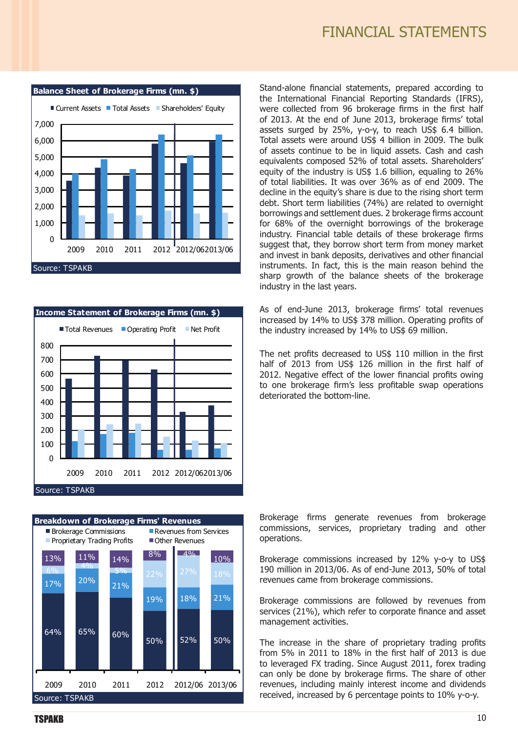# FINANCIAL STATEMENTS

**Balance Sheet of Brokerage Firms (mn. $)**

Source: TSPAKB

Stand-alone financial statements, prepared according to the International Financial Reporting Standards (IFRS), were collected from 96 brokerage firms in the first half of 2013. At the end of June 2013, brokerage firms' total assets surged by 25%, y-o-y, to reach US$ 6.4 billion. Total assets were around US$ 4 billion in 2009. The bulk of assets continue to be in liquid assets. Cash and cash equivalents composed 52% of total assets. Shareholders' equity of the industry is US$ 1.6 billion, equaling to 26% of total liabilities. It was over 36% as of end 2009. The decline in the equity's share is due to the rising short term debt. Short term liabilities (74%) are related to overnight borrowings and settlement dues. 2 brokerage firms account for 68% of the overnight borrowings of the brokerage industry. Financial table details of these brokerage firms suggest that, they borrow short term from money market and invest in bank deposits, derivatives and other financial instruments. In fact, this is the main reason behind the sharp growth of the balance sheets of the brokerage industry in the last years.

**Income Statement of Brokerage Firms (mn. $)**

Source: TSPAKB

As of end-June 2013, brokerage firms' total revenues increased by 14% to US$ 378 million. Operating profits of the industry increased by 14% to US$ 69 million.

The net profits decreased to US$ 110 million in the first half of 2013 from US$ 126 million in the first half of 2012. Negative effect of the lower financial profits owing to one brokerage firm's less profitable swap operations deteriorated the bottom-line.

**Breakdown of Brokerage Firms' Revenues**

| | 2009 | 2010 | 2011 | 2012 | 2012/06 | 2013/06 |
|---|---|---|---|---|---|---|
| Brokerage Commissions | 64% | 65% | 60% | 50% | 52% | 50% |
| Revenues from Services | 17% | 20% | 21% | 19% | 18% | 21% |
| Proprietary Trading Profits | 6% | 4% | 5% | 22% | 27% | 18% |
| Other Revenues | 13% | 11% | 14% | 8% | 4% | 10% |

Source: TSPAKB

Brokerage firms generate revenues from brokerage commissions, services, proprietary trading and other operations.

Brokerage commissions increased by 12% y-o-y to US$ 190 million in 2013/06. As of end-June 2013, 50% of total revenues came from brokerage commissions.

Brokerage commissions are followed by revenues from services (21%), which refer to corporate finance and asset management activities.

The increase in the share of proprietary trading profits from 5% in 2011 to 18% in the first half of 2013 is due to leveraged FX trading. Since August 2011, forex trading can only be done by brokerage firms. The share of other revenues, including mainly interest income and dividends received, increased by 6 percentage points to 10% y-o-y.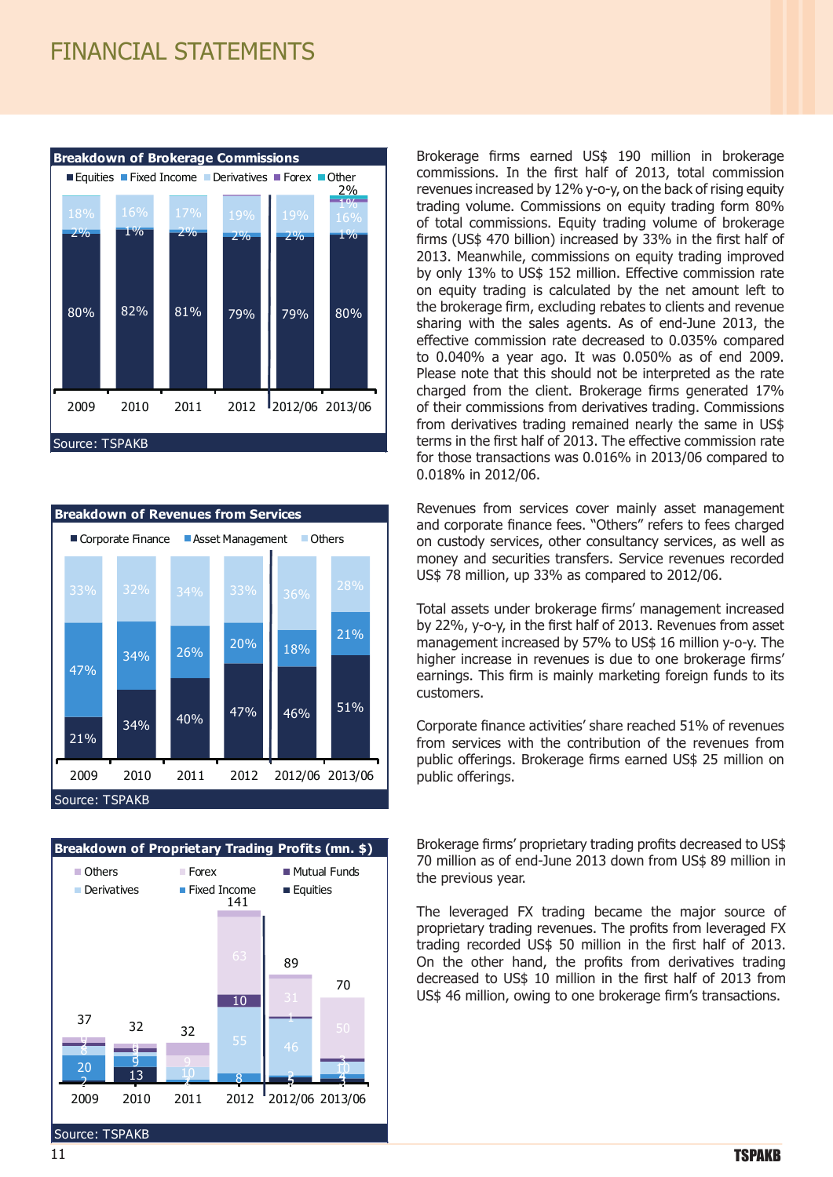# FINANCIAL STATEMENTS

**Breakdown of Brokerage Commissions**

| | 2009 | 2010 | 2011 | 2012 | 2012/06 | 2013/06 |
|---|---|---|---|---|---|---|
| Equities | 80% | 82% | 81% | 79% | 79% | 80% |
| Fixed Income | 2% | 1% | 2% | 2% | 2% | 1% |
| Derivatives | 18% | 16% | 17% | 19% | 19% | 16% |
| Forex | | | | | | 1% |
| Other | | | | | | 2% |

Source: TSPAKB

Brokerage firms earned US$ 190 million in brokerage commissions. In the first half of 2013, total commission revenues increased by 12% y-o-y, on the back of rising equity trading volume. Commissions on equity trading form 80% of total commissions. Equity trading volume of brokerage firms (US$ 470 billion) increased by 33% in the first half of 2013. Meanwhile, commissions on equity trading improved by only 13% to US$ 152 million. Effective commission rate on equity trading is calculated by the net amount left to the brokerage firm, excluding rebates to clients and revenue sharing with the sales agents. As of end-June 2013, the effective commission rate decreased to 0.035% compared to 0.040% a year ago. It was 0.050% as of end 2009. Please note that this should not be interpreted as the rate charged from the client. Brokerage firms generated 17% of their commissions from derivatives trading. Commissions from derivatives trading remained nearly the same in US$ terms in the first half of 2013. The effective commission rate for those transactions was 0.016% in 2013/06 compared to 0.018% in 2012/06.

**Breakdown of Revenues from Services**

| | 2009 | 2010 | 2011 | 2012 | 2012/06 | 2013/06 |
|---|---|---|---|---|---|---|
| Corporate Finance | 21% | 34% | 40% | 47% | 46% | 51% |
| Asset Management | 47% | 34% | 26% | 20% | 18% | 21% |
| Others | 33% | 32% | 34% | 33% | 36% | 28% |

Source: TSPAKB

Revenues from services cover mainly asset management and corporate finance fees. "Others" refers to fees charged on custody services, other consultancy services, as well as money and securities transfers. Service revenues recorded US$ 78 million, up 33% as compared to 2012/06.

Total assets under brokerage firms' management increased by 22%, y-o-y, in the first half of 2013. Revenues from asset management increased by 57% to US$ 16 million y-o-y. The higher increase in revenues is due to one brokerage firms' earnings. This firm is mainly marketing foreign funds to its customers.

Corporate finance activities' share reached 51% of revenues from services with the contribution of the revenues from public offerings. Brokerage firms earned US$ 25 million on public offerings.

**Breakdown of Proprietary Trading Profits (mn. $)**

| | 2009 | 2010 | 2011 | 2012 | 2012/06 | 2013/06 |
|---|---|---|---|---|---|---|
| Equities | 2 | 13 | | | 5 | 3 |
| Fixed Income | 20 | 9 | 2 | 8 | 2 | 4 |
| Derivatives | 8 | | 10 | 55 | 46 | 10 |
| Mutual Funds | 2 | 6 | | 10 | 1 | 3 |
| Forex | | | 9 | 63 | 31 | 50 |
| Others | 4 | | | | | |
| Total | 37 | 32 | 32 | 141 | 89 | 70 |

Source: TSPAKB

Brokerage firms' proprietary trading profits decreased to US$ 70 million as of end-June 2013 down from US$ 89 million in the previous year.

The leveraged FX trading became the major source of proprietary trading revenues. The profits from leveraged FX trading recorded US$ 50 million in the first half of 2013. On the other hand, the profits from derivatives trading decreased to US$ 10 million in the first half of 2013 from US$ 46 million, owing to one brokerage firm's transactions.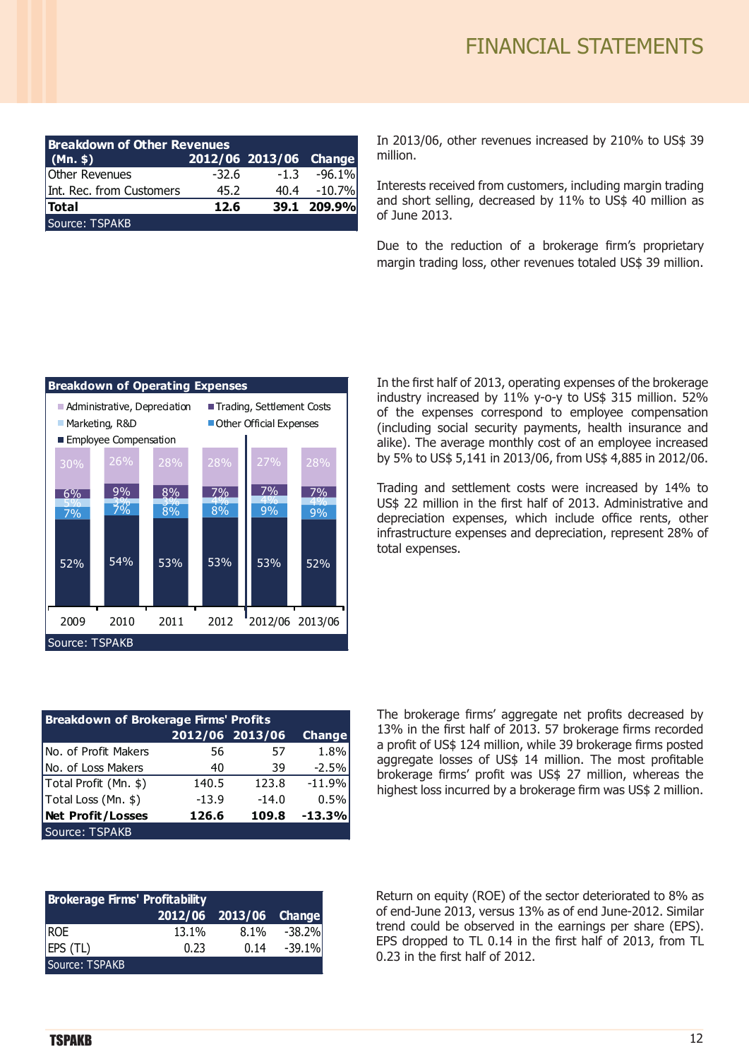## FINANCIAL STATEMENTS

| Breakdown of Other Revenues (Mn. $) | 2012/06 | 2013/06 | Change |
|---|---|---|---|
| Other Revenues | -32.6 | -1.3 | -96.1% |
| Int. Rec. from Customers | 45.2 | 40.4 | -10.7% |
| **Total** | **12.6** | **39.1** | **209.9%** |

Source: TSPAKB

In 2013/06, other revenues increased by 210% to US$ 39 million.

Interests received from customers, including margin trading and short selling, decreased by 11% to US$ 40 million as of June 2013.

Due to the reduction of a brokerage firm's proprietary margin trading loss, other revenues totaled US$ 39 million.

**Breakdown of Operating Expenses**

| | 2009 | 2010 | 2011 | 2012 | 2012/06 | 2013/06 |
|---|---|---|---|---|---|---|
| Administrative, Depreciation | 30% | 26% | 28% | 28% | 27% | 28% |
| Trading, Settlement Costs | 6% | 9% | 8% | 7% | 7% | 7% |
| Marketing, R&D | 5% | 3% | 3% | 4% | 4% | 4% |
| Other Official Expenses | 7% | 7% | 8% | 8% | 9% | 9% |
| Employee Compensation | 52% | 54% | 53% | 53% | 53% | 52% |

Source: TSPAKB

In the first half of 2013, operating expenses of the brokerage industry increased by 11% y-o-y to US$ 315 million. 52% of the expenses correspond to employee compensation (including social security payments, health insurance and alike). The average monthly cost of an employee increased by 5% to US$ 5,141 in 2013/06, from US$ 4,885 in 2012/06.

Trading and settlement costs were increased by 14% to US$ 22 million in the first half of 2013. Administrative and depreciation expenses, which include office rents, other infrastructure expenses and depreciation, represent 28% of total expenses.

| Breakdown of Brokerage Firms' Profits | 2012/06 | 2013/06 | Change |
|---|---|---|---|
| No. of Profit Makers | 56 | 57 | 1.8% |
| No. of Loss Makers | 40 | 39 | -2.5% |
| Total Profit (Mn. $) | 140.5 | 123.8 | -11.9% |
| Total Loss (Mn. $) | -13.9 | -14.0 | 0.5% |
| **Net Profit/Losses** | **126.6** | **109.8** | **-13.3%** |

Source: TSPAKB

The brokerage firms' aggregate net profits decreased by 13% in the first half of 2013. 57 brokerage firms recorded a profit of US$ 124 million, while 39 brokerage firms posted aggregate losses of US$ 14 million. The most profitable brokerage firms' profit was US$ 27 million, whereas the highest loss incurred by a brokerage firm was US$ 2 million.

| Brokerage Firms' Profitability | 2012/06 | 2013/06 | Change |
|---|---|---|---|
| ROE | 13.1% | 8.1% | -38.2% |
| EPS (TL) | 0.23 | 0.14 | -39.1% |

Source: TSPAKB

Return on equity (ROE) of the sector deteriorated to 8% as of end-June 2013, versus 13% as of end June-2012. Similar trend could be observed in the earnings per share (EPS). EPS dropped to TL 0.14 in the first half of 2013, from TL 0.23 in the first half of 2012.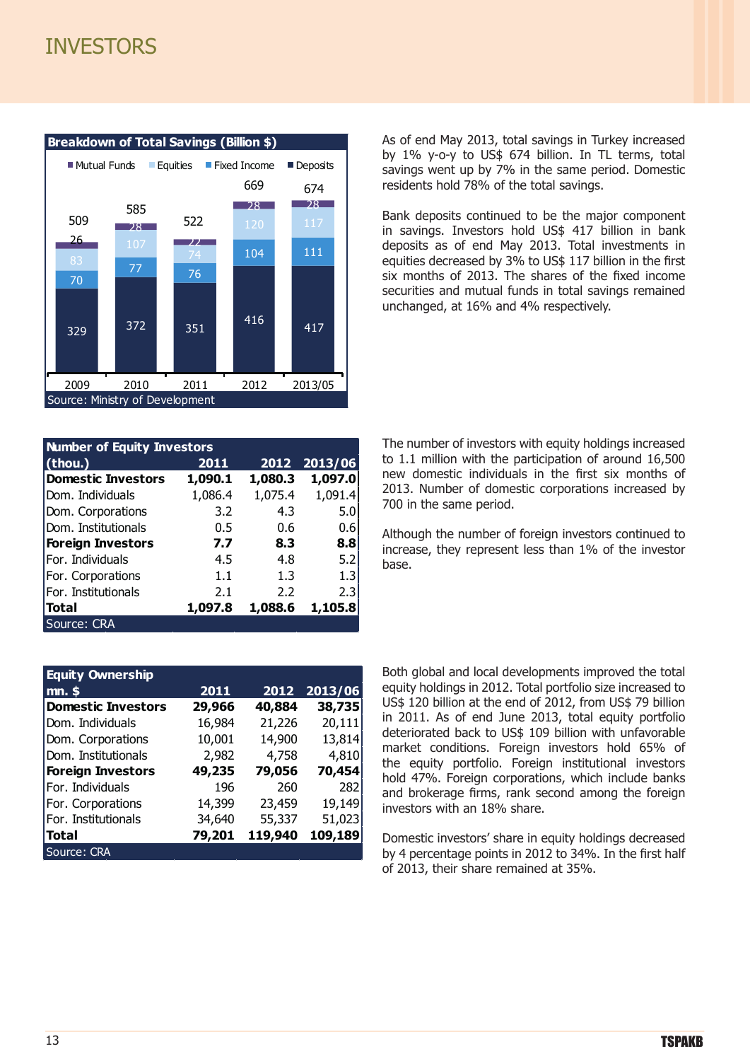# INVESTORS

**Breakdown of Total Savings (Billion $)**

| | 2009 | 2010 | 2011 | 2012 | 2013/05 |
|---|---|---|---|---|---|
| Mutual Funds | 26 | 28 | 22 | 28 | 28 |
| Equities | 83 | 107 | 74 | 120 | 117 |
| Fixed Income | 70 | 77 | 76 | 104 | 111 |
| Deposits | 329 | 372 | 351 | 416 | 417 |
| Total | 509 | 585 | 522 | 669 | 674 |

Source: Ministry of Development

As of end May 2013, total savings in Turkey increased by 1% y-o-y to US$ 674 billion. In TL terms, total savings went up by 7% in the same period. Domestic residents hold 78% of the total savings.

Bank deposits continued to be the major component in savings. Investors hold US$ 417 billion in bank deposits as of end May 2013. Total investments in equities decreased by 3% to US$ 117 billion in the first six months of 2013. The shares of the fixed income securities and mutual funds in total savings remained unchanged, at 16% and 4% respectively.

| Number of Equity Investors (thou.) | 2011 | 2012 | 2013/06 |
|---|---|---|---|
| **Domestic Investors** | **1,090.1** | **1,080.3** | **1,097.0** |
| Dom. Individuals | 1,086.4 | 1,075.4 | 1,091.4 |
| Dom. Corporations | 3.2 | 4.3 | 5.0 |
| Dom. Institutionals | 0.5 | 0.6 | 0.6 |
| **Foreign Investors** | **7.7** | **8.3** | **8.8** |
| For. Individuals | 4.5 | 4.8 | 5.2 |
| For. Corporations | 1.1 | 1.3 | 1.3 |
| For. Institutionals | 2.1 | 2.2 | 2.3 |
| **Total** | **1,097.8** | **1,088.6** | **1,105.8** |

Source: CRA

The number of investors with equity holdings increased to 1.1 million with the participation of around 16,500 new domestic individuals in the first six months of 2013. Number of domestic corporations increased by 700 in the same period.

Although the number of foreign investors continued to increase, they represent less than 1% of the investor base.

| Equity Ownership mn. $ | 2011 | 2012 | 2013/06 |
|---|---|---|---|
| **Domestic Investors** | **29,966** | **40,884** | **38,735** |
| Dom. Individuals | 16,984 | 21,226 | 20,111 |
| Dom. Corporations | 10,001 | 14,900 | 13,814 |
| Dom. Institutionals | 2,982 | 4,758 | 4,810 |
| **Foreign Investors** | **49,235** | **79,056** | **70,454** |
| For. Individuals | 196 | 260 | 282 |
| For. Corporations | 14,399 | 23,459 | 19,149 |
| For. Institutionals | 34,640 | 55,337 | 51,023 |
| **Total** | **79,201** | **119,940** | **109,189** |

Source: CRA

Both global and local developments improved the total equity holdings in 2012. Total portfolio size increased to US$ 120 billion at the end of 2012, from US$ 79 billion in 2011. As of end June 2013, total equity portfolio deteriorated back to US$ 109 billion with unfavorable market conditions. Foreign investors hold 65% of the equity portfolio. Foreign institutional investors hold 47%. Foreign corporations, which include banks and brokerage firms, rank second among the foreign investors with an 18% share.

Domestic investors' share in equity holdings decreased by 4 percentage points in 2012 to 34%. In the first half of 2013, their share remained at 35%.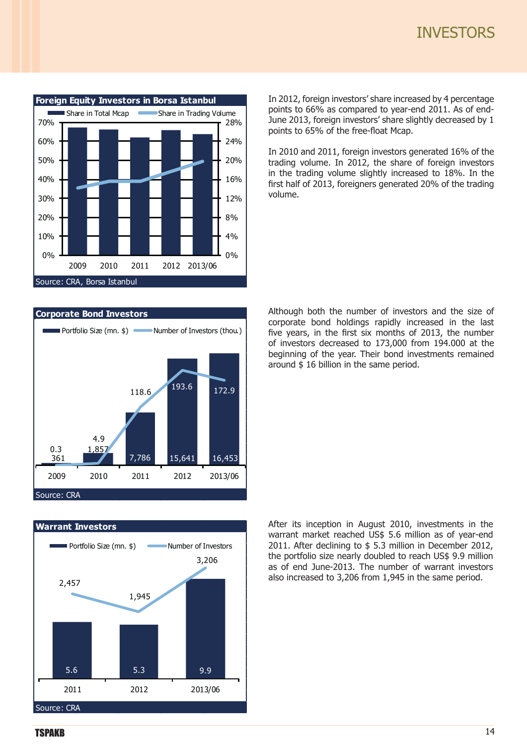# INVESTORS

**Foreign Equity Investors in Borsa Istanbul**

| | 2009 | 2010 | 2011 | 2012 | 2013/06 |
|---|---|---|---|---|---|
| Share in Total Mcap | | | | | |
| Share in Trading Volume | | | | | |

Source: CRA, Borsa Istanbul

In 2012, foreign investors' share increased by 4 percentage points to 66% as compared to year-end 2011. As of end-June 2013, foreign investors' share slightly decreased by 1 points to 65% of the free-float Mcap.

In 2010 and 2011, foreign investors generated 16% of the trading volume. In 2012, the share of foreign investors in the trading volume slightly increased to 18%. In the first half of 2013, foreigners generated 20% of the trading volume.

**Corporate Bond Investors**

| | 2009 | 2010 | 2011 | 2012 | 2013/06 |
|---|---|---|---|---|---|
| Portfolio Size (mn. $) | 361 | 1,857 | 7,786 | 15,641 | 16,453 |
| Number of Investors (thou.) | 0.3 | 4.9 | 118.6 | 193.6 | 172.9 |

Source: CRA

Although both the number of investors and the size of corporate bond holdings rapidly increased in the last five years, in the first six months of 2013, the number of investors decreased to 173,000 from 194.000 at the beginning of the year. Their bond investments remained around $ 16 billion in the same period.

**Warrant Investors**

| | 2011 | 2012 | 2013/06 |
|---|---|---|---|
| Portfolio Size (mn. $) | 5.6 | 5.3 | 9.9 |
| Number of Investors | 2,457 | 1,945 | 3,206 |

Source: CRA

After its inception in August 2010, investments in the warrant market reached US$ 5.6 million as of year-end 2011. After declining to $ 5.3 million in December 2012, the portfolio size nearly doubled to reach US$ 9.9 million as of end June-2013. The number of warrant investors also increased to 3,206 from 1,945 in the same period.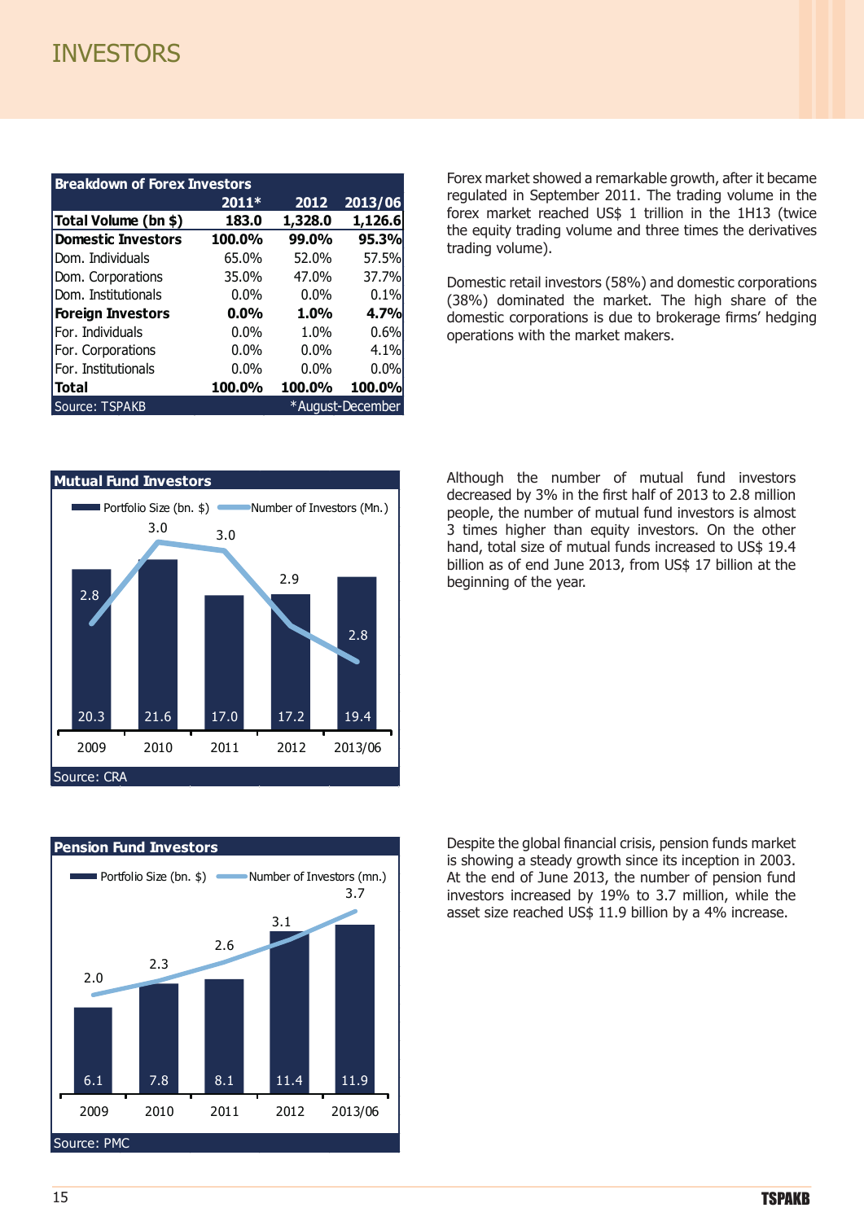# INVESTORS

**Breakdown of Forex Investors**

| | 2011* | 2012 | 2013/06 |
|---|---|---|---|
| **Total Volume (bn $)** | **183.0** | **1,328.0** | **1,126.6** |
| **Domestic Investors** | **100.0%** | **99.0%** | **95.3%** |
| Dom. Individuals | 65.0% | 52.0% | 57.5% |
| Dom. Corporations | 35.0% | 47.0% | 37.7% |
| Dom. Institutionals | 0.0% | 0.0% | 0.1% |
| **Foreign Investors** | **0.0%** | **1.0%** | **4.7%** |
| For. Individuals | 0.0% | 1.0% | 0.6% |
| For. Corporations | 0.0% | 0.0% | 4.1% |
| For. Institutionals | 0.0% | 0.0% | 0.0% |
| **Total** | **100.0%** | **100.0%** | **100.0%** |

Source: TSPAKB *August-December

Forex market showed a remarkable growth, after it became regulated in September 2011. The trading volume in the forex market reached US$ 1 trillion in the 1H13 (twice the equity trading volume and three times the derivatives trading volume).

Domestic retail investors (58%) and domestic corporations (38%) dominated the market. The high share of the domestic corporations is due to brokerage firms' hedging operations with the market makers.

**Mutual Fund Investors**

| | 2009 | 2010 | 2011 | 2012 | 2013/06 |
|---|---|---|---|---|---|
| Portfolio Size (bn. $) | 20.3 | 21.6 | 17.0 | 17.2 | 19.4 |
| Number of Investors (Mn.) | 2.8 | 3.0 | 3.0 | 2.9 | 2.8 |

Source: CRA

Although the number of mutual fund investors decreased by 3% in the first half of 2013 to 2.8 million people, the number of mutual fund investors is almost 3 times higher than equity investors. On the other hand, total size of mutual funds increased to US$ 19.4 billion as of end June 2013, from US$ 17 billion at the beginning of the year.

**Pension Fund Investors**

| | 2009 | 2010 | 2011 | 2012 | 2013/06 |
|---|---|---|---|---|---|
| Portfolio Size (bn. $) | 6.1 | 7.8 | 8.1 | 11.4 | 11.9 |
| Number of Investors (mn.) | 2.0 | 2.3 | 2.6 | 3.1 | 3.7 |

Source: PMC

Despite the global financial crisis, pension funds market is showing a steady growth since its inception in 2003. At the end of June 2013, the number of pension fund investors increased by 19% to 3.7 million, while the asset size reached US$ 11.9 billion by a 4% increase.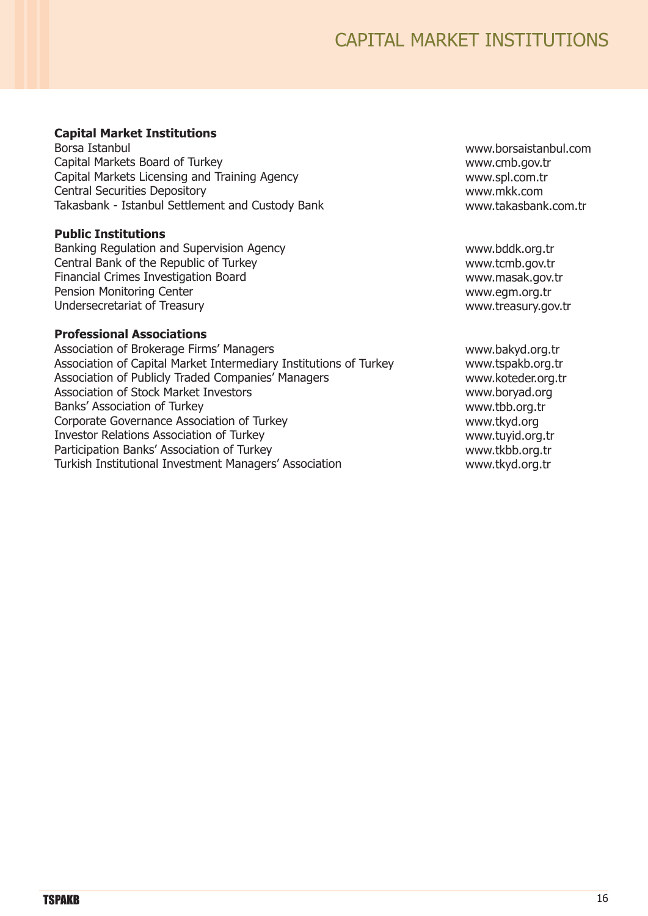# CAPITAL MARKET INSTITUTIONS

| **Capital Market Institutions** | |
|---|---|
| Borsa Istanbul | www.borsaistanbul.com |
| Capital Markets Board of Turkey | www.cmb.gov.tr |
| Capital Markets Licensing and Training Agency | www.spl.com.tr |
| Central Securities Depository | www.mkk.com |
| Takasbank - Istanbul Settlement and Custody Bank | www.takasbank.com.tr |

| **Public Institutions** | |
|---|---|
| Banking Regulation and Supervision Agency | www.bddk.org.tr |
| Central Bank of the Republic of Turkey | www.tcmb.gov.tr |
| Financial Crimes Investigation Board | www.masak.gov.tr |
| Pension Monitoring Center | www.egm.org.tr |
| Undersecretariat of Treasury | www.treasury.gov.tr |

| **Professional Associations** | |
|---|---|
| Association of Brokerage Firms' Managers | www.bakyd.org.tr |
| Association of Capital Market Intermediary Institutions of Turkey | www.tspakb.org.tr |
| Association of Publicly Traded Companies' Managers | www.koteder.org.tr |
| Association of Stock Market Investors | www.boryad.org |
| Banks' Association of Turkey | www.tbb.org.tr |
| Corporate Governance Association of Turkey | www.tkyd.org |
| Investor Relations Association of Turkey | www.tuyid.org.tr |
| Participation Banks' Association of Turkey | www.tkbb.org.tr |
| Turkish Institutional Investment Managers' Association | www.tkyd.org.tr |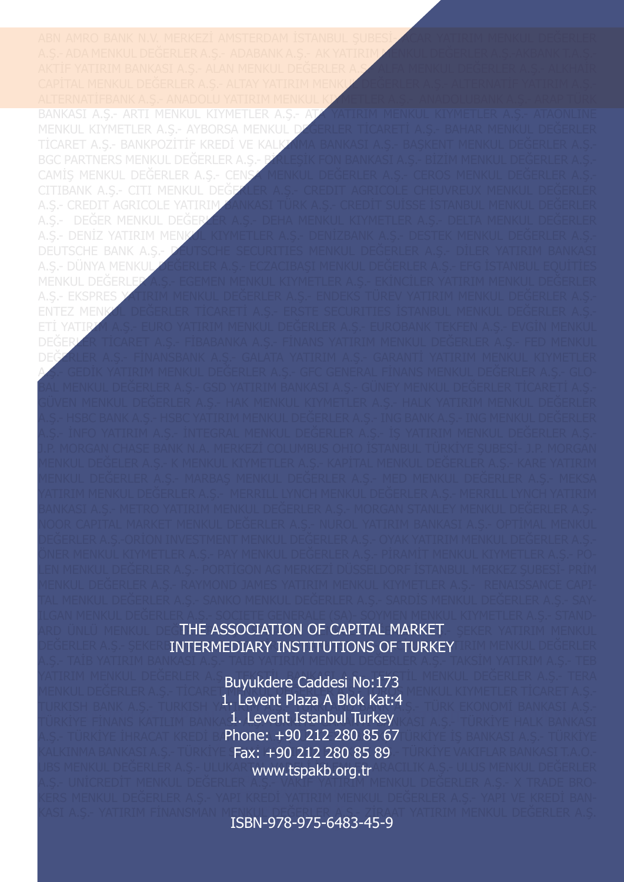ABN AMRO BANK N.V. MERKEZİ AMSTERDAM İSTANBUL ŞUBESİ- ACAR YATIRIM MENKUL DEĞERLER A.Ş.- ADA MENKUL DEĞERLER A.Ş.- ADABANK A.Ş.- AK YATIRIM MENKUL DEĞERLER A.Ş.- AKBANK T.A.Ş.- AKTİF YATIRIM BANKASI A.Ş.- ALAN MENKUL DEĞERLER A.Ş.- ALES MENKUL DEĞERLER A.Ş.- ALKHAIR CAPİTAL MENKUL DEĞERLER A.Ş.- ALTAY YATIRIM MENKUL DEĞERLER A.Ş.- ALTERNATİF YATIRIM A.Ş.- ALTERNATİFBANK A.Ş.- ANADOLU YATIRIM MENKUL KIYMETLER A.Ş.- ANADOLUBANK A.Ş.- ARAP TÜRK BANKASI A.Ş.- ARTI MENKUL KIYMETLER A.Ş.- ATA YATIRIM MENKUL KIYMETLER A.Ş.- ATAONLINE MENKUL KIYMETLER A.Ş.- AYBORSA MENKUL DEĞERLER TİCARETİ A.Ş.- BAHAR MENKUL DEĞERLER TİCARET A.Ş.- BANKPOZİTİF KREDİ VE KALKINMA BANKASI A.Ş.- BAŞKENT MENKUL DEĞERLER A.Ş.- BGC PARTNERS MENKUL DEĞERLER A.Ş.- BİRLEŞİK FON BANKASI A.Ş.- BİZİM MENKUL DEĞERLER A.Ş.- CAMİŞ MENKUL DEĞERLER A.Ş.- CENSA MENKUL DEĞERLER A.Ş.- CEROS MENKUL DEĞERLER A.Ş.- CITIBANK A.Ş.- CITI MENKUL DEĞERLER A.Ş.- CREDIT AGRICOLE CHEUVREUX MENKUL DEĞERLER A.Ş.- CREDIT AGRICOLE YATIRIM BANKASI TÜRK A.Ş.- CREDİT SUİSSE İSTANBUL MENKUL DEĞERLER A.Ş.- DEĞER MENKUL DEĞERLER A.Ş.- DEHA MENKUL KIYMETLER A.Ş.- DELTA MENKUL DEĞERLER A.Ş.- DENİZ YATIRIM MENKUL KIYMETLER A.Ş.- DENİZBANK A.Ş.- DESTEK MENKUL DEĞERLER A.Ş.- DEUTSCHE BANK A.Ş.- DEUTSCHE SECURITIES MENKUL DEĞERLER A.Ş.- DİLER YATIRIM BANKASI A.Ş.- DÜNYA MENKUL DEĞERLER A.Ş.- ECZACIBAŞI MENKUL DEĞERLER A.Ş.- EFG İSTANBUL EQUİTİES MENKUL DEĞERLER A.Ş.- EGEMEN MENKUL KIYMETLER A.Ş.- EKİNCİLER YATIRIM MENKUL DEĞERLER A.Ş.- EKSPRES YATIRIM MENKUL DEĞERLER A.Ş.- ENDEKS TÜREV YATIRIM MENKUL DEĞERLER A.Ş.- ENTEZ MENKUL DEĞERLER TİCARETİ A.Ş.- ERSTE SECURITIES İSTANBUL MENKUL DEĞERLER A.Ş.- ETİ YATIRIM A.Ş.- EURO YATIRIM MENKUL DEĞERLER A.Ş.- EUROBANK TEKFEN A.Ş.- EVGİN MENKUL DEĞERLER TİCARET A.Ş.- FİBABANKA A.Ş.- FİNANS YATIRIM MENKUL DEĞERLER A.Ş.- FED MENKUL DEĞERLER A.Ş.- FİNANSBANK A.Ş.- GALATA YATIRIM A.Ş.- GARANTİ YATIRIM MENKUL KIYMETLER A.Ş.- GEDİK YATIRIM MENKUL DEĞERLER A.Ş.- GFC GENERAL FİNANS MENKUL DEĞERLER A.Ş.- GLOBAL MENKUL DEĞERLER A.Ş.- GSD YATIRIM BANKASI A.Ş.- GÜNEY MENKUL DEĞERLER TİCARETİ A.Ş.- GÜVEN MENKUL DEĞERLER A.Ş.- HAK MENKUL KIYMETLER A.Ş.- HALK YATIRIM MENKUL DEĞERLER A.Ş.- HSBC BANK A.Ş.- HSBC YATIRIM MENKUL DEĞERLER A.Ş.- ING BANK A.Ş.- ING MENKUL DEĞERLER A.Ş.- İNFO YATIRIM A.Ş.- İNTEGRAL MENKUL DEĞERLER A.Ş.- İŞ YATIRIM MENKUL DEĞERLER A.Ş.- J.P. MORGAN CHASE BANK N.A. MERKEZİ COLUMBUS OHIO İSTANBUL TÜRKİYE ŞUBESİ- J.P. MORGAN MENKUL DEĞELER A.Ş.- K MENKUL KIYMETLER A.Ş.- KAPİTAL MENKUL DEĞERLER A.Ş.- KARE YATIRIM MENKUL DEĞERLER A.Ş.- MARBAŞ MENKUL DEĞERLER A.Ş.- MED MENKUL DEĞERLER A.Ş.- MEKSA YATIRIM MENKUL DEĞERLER A.Ş.- MERRILL LYNCH MENKUL DEĞERLER A.Ş.- MERRILL LYNCH YATIRIM BANKASI A.Ş.- METRO YATIRIM MENKUL DEĞERLER A.Ş.- MORGAN STANLEY MENKUL DEĞERLER A.Ş.- NOOR CAPITAL MARKET MENKUL DEĞERLER A.Ş.- NUROL YATIRIM BANKASI A.Ş.- OPTİMAL MENKUL DEĞERLER A.Ş.-ORİON INVESTMENT MENKUL DEĞERLER A.Ş.- OYAK YATIRIM MENKUL DEĞERLER A.Ş.- ÖNER MENKUL KIYMETLER A.Ş.- PAY MENKUL DEĞERLER A.Ş.- PİRAMİT MENKUL KIYMETLER A.Ş.- POLEN MENKUL DEĞERLER A.Ş.- PORTİGON AG MERKEZİ DÜSSELDORF İSTANBUL MERKEZ ŞUBESİ- PRİM MENKUL DEĞERLER A.Ş.- RAYMOND JAMES YATIRIM MENKUL KIYMETLER A.Ş.- RENAISSANCE CAPITAL MENKUL DEĞERLER A.Ş.- SANKO MENKUL DEĞERLER A.Ş.- SARDİS MENKUL DEĞERLER A.Ş.- SAYILGAN MENKUL DEĞERLER A.Ş.- SOCIETE GENERALE (SA)- SOYMEN MENKUL KIYMETLER A.Ş.- STANDARD ÜNLÜ MENKUL DEĞERLER A.Ş.- ŞEKER YATIRIM MENKUL DEĞERLER A.Ş.- TAİB YATIRIM BANKASI A.Ş.- TAİB YATIRIM MENKUL DEĞERLER A.Ş.- TAKSİM YATIRIM A.Ş.- TEB YATIRIM MENKUL DEĞERLER A.Ş.- TEKSTİL BANKASI A.Ş.- TEKSTİL MENKUL DEĞERLER A.Ş.- TERA MENKUL DEĞERLER A.Ş.- TİCARET MENKUL KIYMETLER TİCARET A.Ş.- TURKISH BANK A.Ş.- TURKISH YATIRIM A.Ş.- TÜRK EKONOMİ BANKASI A.Ş.- TÜRKİYE FİNANS KATILIM BANKASI A.Ş.- TÜRKİYE HALK BANKASI A.Ş.- TÜRKİYE İHRACAT KREDİ BANKASI A.Ş.- TÜRKİYE İŞ BANKASI A.Ş.- TÜRKİYE KALKINMA BANKASI A.Ş.- TÜRKİYE VAKIFLAR BANKASI T.A.O.- UBS MENKUL DEĞERLER A.Ş.- ULUKARTAL ARACILIK A.Ş.- ULUS MENKUL DEĞERLER A.Ş.- UNİCREDİT MENKUL DEĞERLER A.Ş.- VAKIF YATIRIM MENKUL DEĞERLER A.Ş.- X TRADE BROKERS MENKUL DEĞERLER A.Ş.- YAPI KREDİ YATIRIM MENKUL DEĞERLER A.Ş.- YAPI VE KREDİ BANKASI A.Ş.- YATIRIM FİNANSMAN MENKUL DEĞERLER A.Ş.- ZİRAAT YATIRIM MENKUL DEĞERLER A.Ş.

THE ASSOCIATION OF CAPITAL MARKET INTERMEDIARY INSTITUTIONS OF TURKEY

Buyukdere Caddesi No:173
1. Levent Plaza A Blok Kat:4
1. Levent Istanbul Turkey
Phone: +90 212 280 85 67
Fax: +90 212 280 85 89
www.tspakb.org.tr

ISBN-978-975-6483-45-9